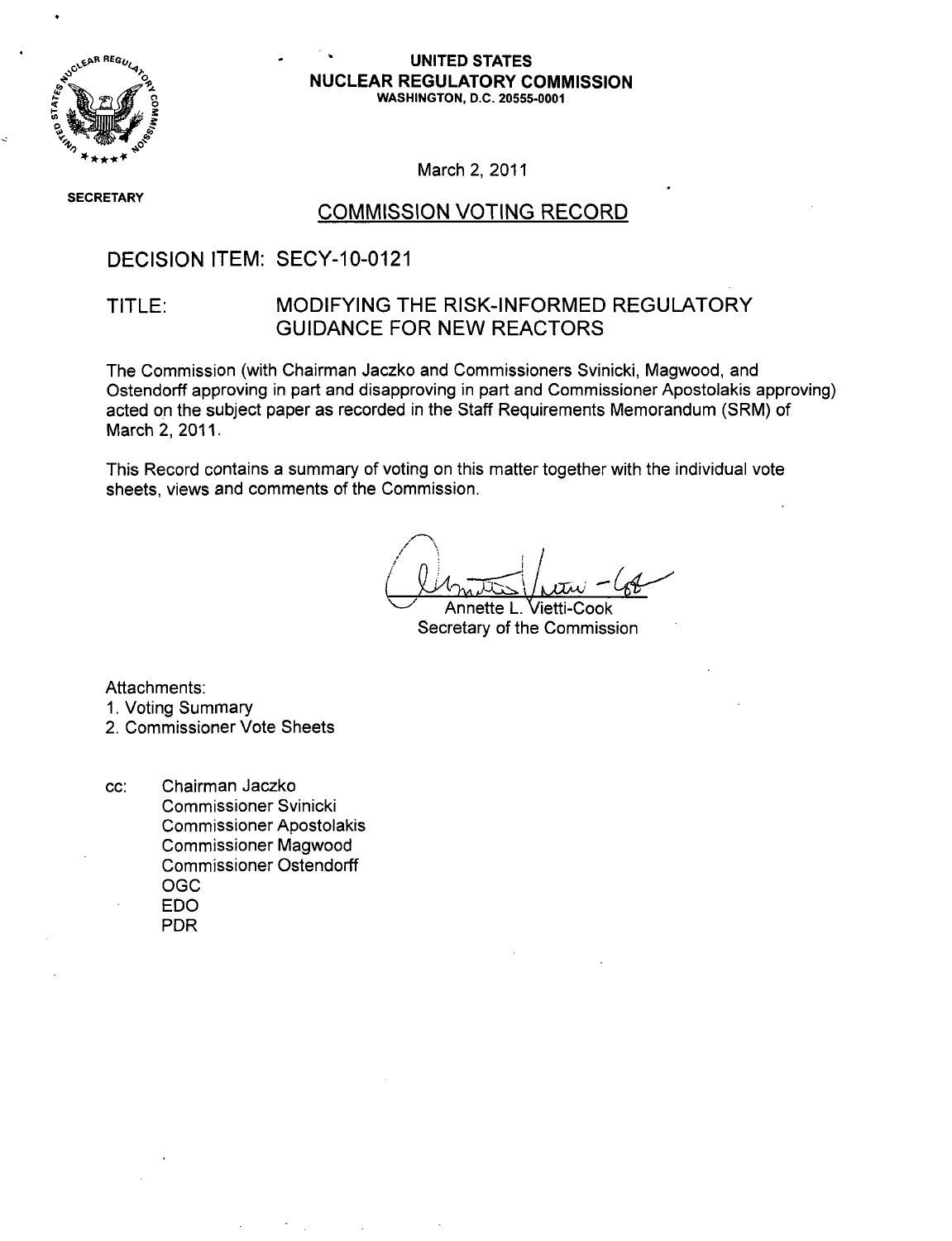**UNITED STATES**
**NUCLEAR REGULATORY COMMISSION**
**WASHINGTON, D.C. 20555-0001**

SECRETARY

March 2, 2011

## COMMISSION VOTING RECORD

DECISION ITEM: SECY-10-0121

TITLE: MODIFYING THE RISK-INFORMED REGULATORY GUIDANCE FOR NEW REACTORS

The Commission (with Chairman Jaczko and Commissioners Svinicki, Magwood, and Ostendorff approving in part and disapproving in part and Commissioner Apostolakis approving) acted on the subject paper as recorded in the Staff Requirements Memorandum (SRM) of March 2, 2011.

This Record contains a summary of voting on this matter together with the individual vote sheets, views and comments of the Commission.

Annette L. Vietti-Cook
Secretary of the Commission

Attachments:
1. Voting Summary
2. Commissioner Vote Sheets

cc: Chairman Jaczko
Commissioner Svinicki
Commissioner Apostolakis
Commissioner Magwood
Commissioner Ostendorff
OGC
EDO
PDR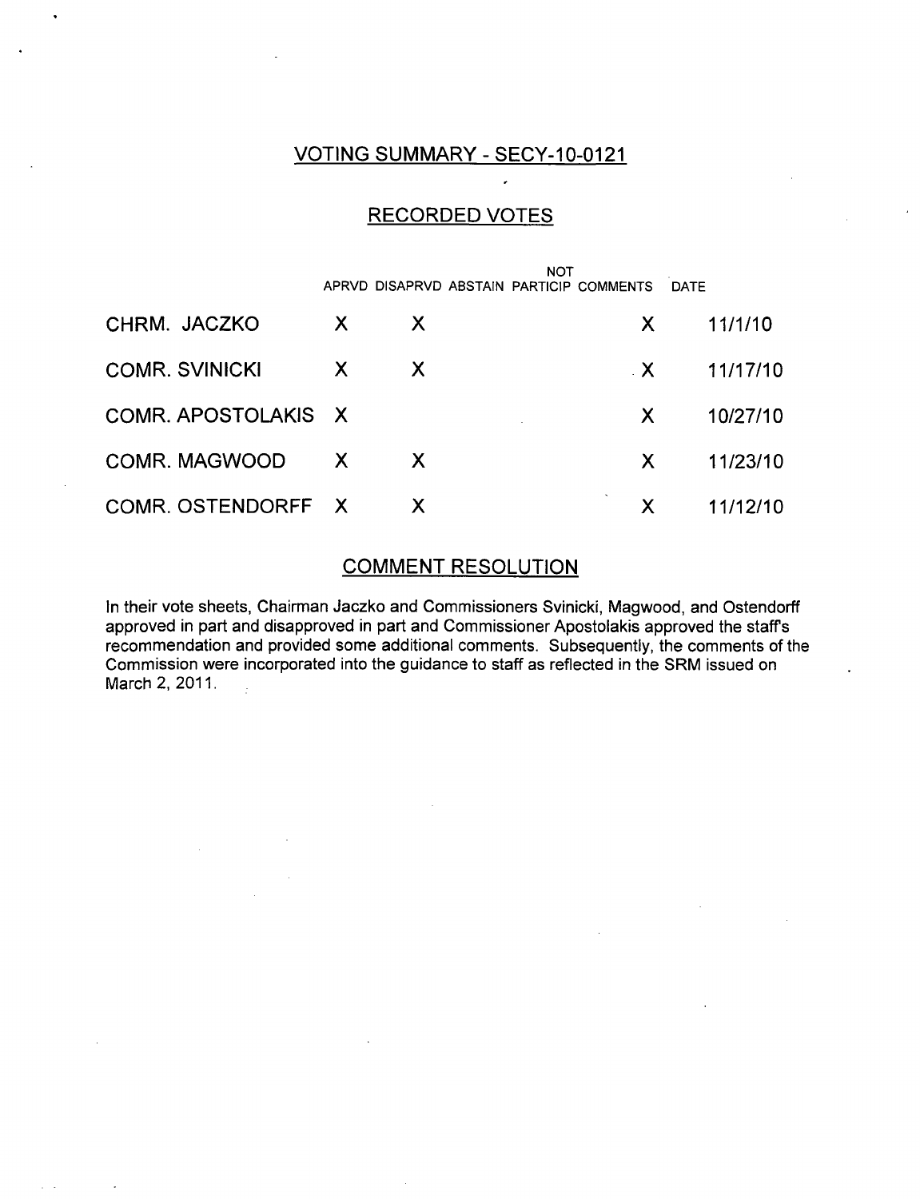## VOTING SUMMARY - SECY-10-0121

## RECORDED VOTES

| | APRVD | DISAPRVD | ABSTAIN | NOT PARTICIP | COMMENTS | DATE |
|---|---|---|---|---|---|---|
| CHRM. JACZKO | X | X | | | X | 11/1/10 |
| COMR. SVINICKI | X | X | | | X | 11/17/10 |
| COMR. APOSTOLAKIS | X | | | | X | 10/27/10 |
| COMR. MAGWOOD | X | X | | | X | 11/23/10 |
| COMR. OSTENDORFF | X | X | | | X | 11/12/10 |

## COMMENT RESOLUTION

In their vote sheets, Chairman Jaczko and Commissioners Svinicki, Magwood, and Ostendorff approved in part and disapproved in part and Commissioner Apostolakis approved the staff's recommendation and provided some additional comments. Subsequently, the comments of the Commission were incorporated into the guidance to staff as reflected in the SRM issued on March 2, 2011.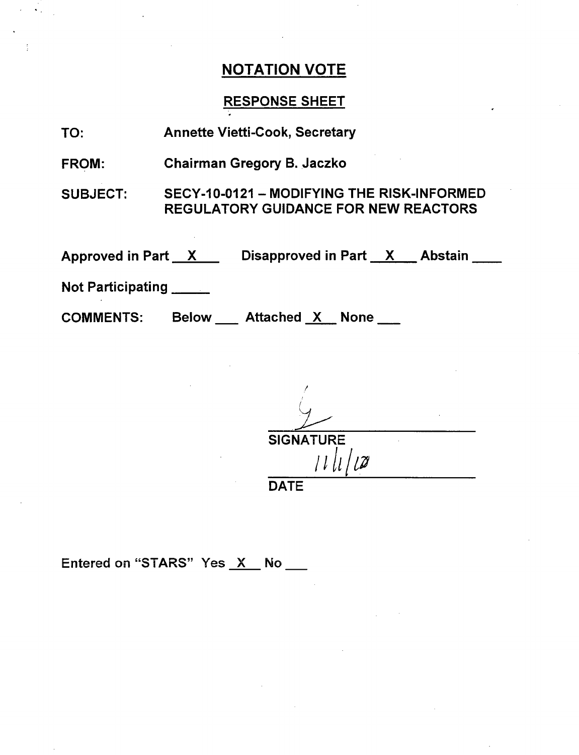# NOTATION VOTE

## RESPONSE SHEET

TO: Annette Vietti-Cook, Secretary

FROM: Chairman Gregory B. Jaczko

SUBJECT: SECY-10-0121 – MODIFYING THE RISK-INFORMED REGULATORY GUIDANCE FOR NEW REACTORS

Approved in Part X Disapproved in Part X Abstain ____

Not Participating _____

COMMENTS: Below ___ Attached X None ___

SIGNATURE

11/1/10

DATE

Entered on "STARS" Yes X No ___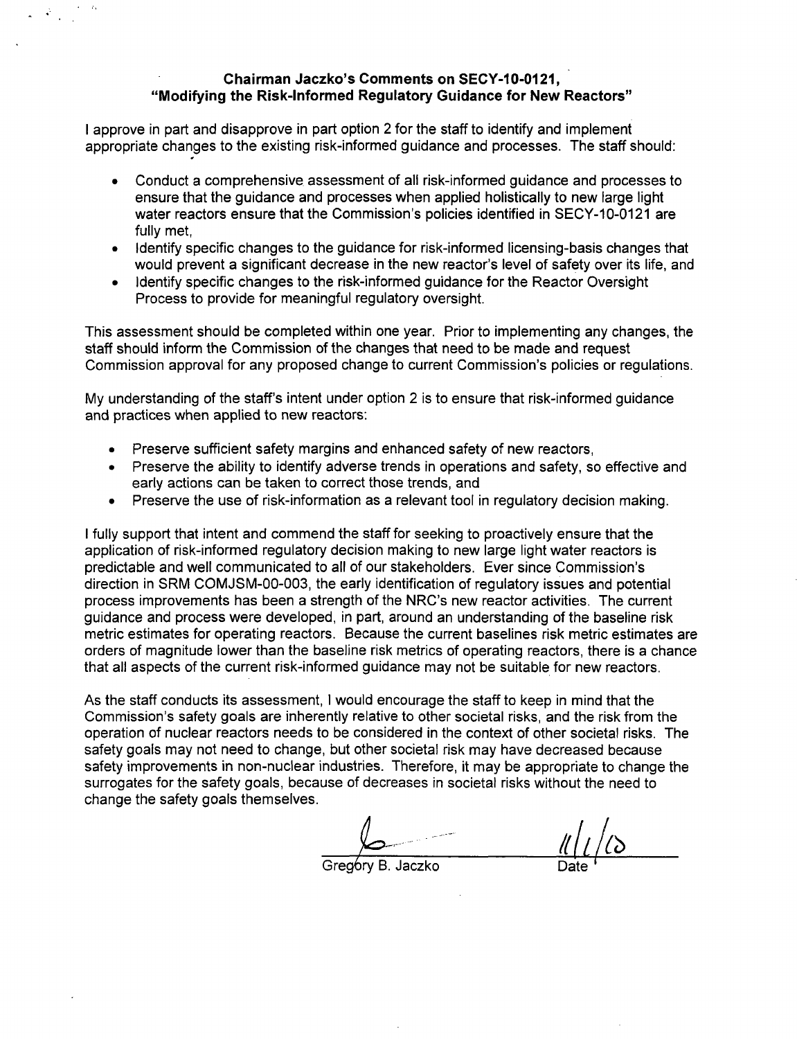**Chairman Jaczko's Comments on SECY-10-0121, "Modifying the Risk-Informed Regulatory Guidance for New Reactors"**

I approve in part and disapprove in part option 2 for the staff to identify and implement appropriate changes to the existing risk-informed guidance and processes. The staff should:

- Conduct a comprehensive assessment of all risk-informed guidance and processes to ensure that the guidance and processes when applied holistically to new large light water reactors ensure that the Commission's policies identified in SECY-10-0121 are fully met,
- Identify specific changes to the guidance for risk-informed licensing-basis changes that would prevent a significant decrease in the new reactor's level of safety over its life, and
- Identify specific changes to the risk-informed guidance for the Reactor Oversight Process to provide for meaningful regulatory oversight.

This assessment should be completed within one year. Prior to implementing any changes, the staff should inform the Commission of the changes that need to be made and request Commission approval for any proposed change to current Commission's policies or regulations.

My understanding of the staff's intent under option 2 is to ensure that risk-informed guidance and practices when applied to new reactors:

- Preserve sufficient safety margins and enhanced safety of new reactors,
- Preserve the ability to identify adverse trends in operations and safety, so effective and early actions can be taken to correct those trends, and
- Preserve the use of risk-information as a relevant tool in regulatory decision making.

I fully support that intent and commend the staff for seeking to proactively ensure that the application of risk-informed regulatory decision making to new large light water reactors is predictable and well communicated to all of our stakeholders. Ever since Commission's direction in SRM COMJSM-00-003, the early identification of regulatory issues and potential process improvements has been a strength of the NRC's new reactor activities. The current guidance and process were developed, in part, around an understanding of the baseline risk metric estimates for operating reactors. Because the current baselines risk metric estimates are orders of magnitude lower than the baseline risk metrics of operating reactors, there is a chance that all aspects of the current risk-informed guidance may not be suitable for new reactors.

As the staff conducts its assessment, I would encourage the staff to keep in mind that the Commission's safety goals are inherently relative to other societal risks, and the risk from the operation of nuclear reactors needs to be considered in the context of other societal risks. The safety goals may not need to change, but other societal risk may have decreased because safety improvements in non-nuclear industries. Therefore, it may be appropriate to change the surrogates for the safety goals, because of decreases in societal risks without the need to change the safety goals themselves.

Gregory B. Jaczko — Date: 11/1/10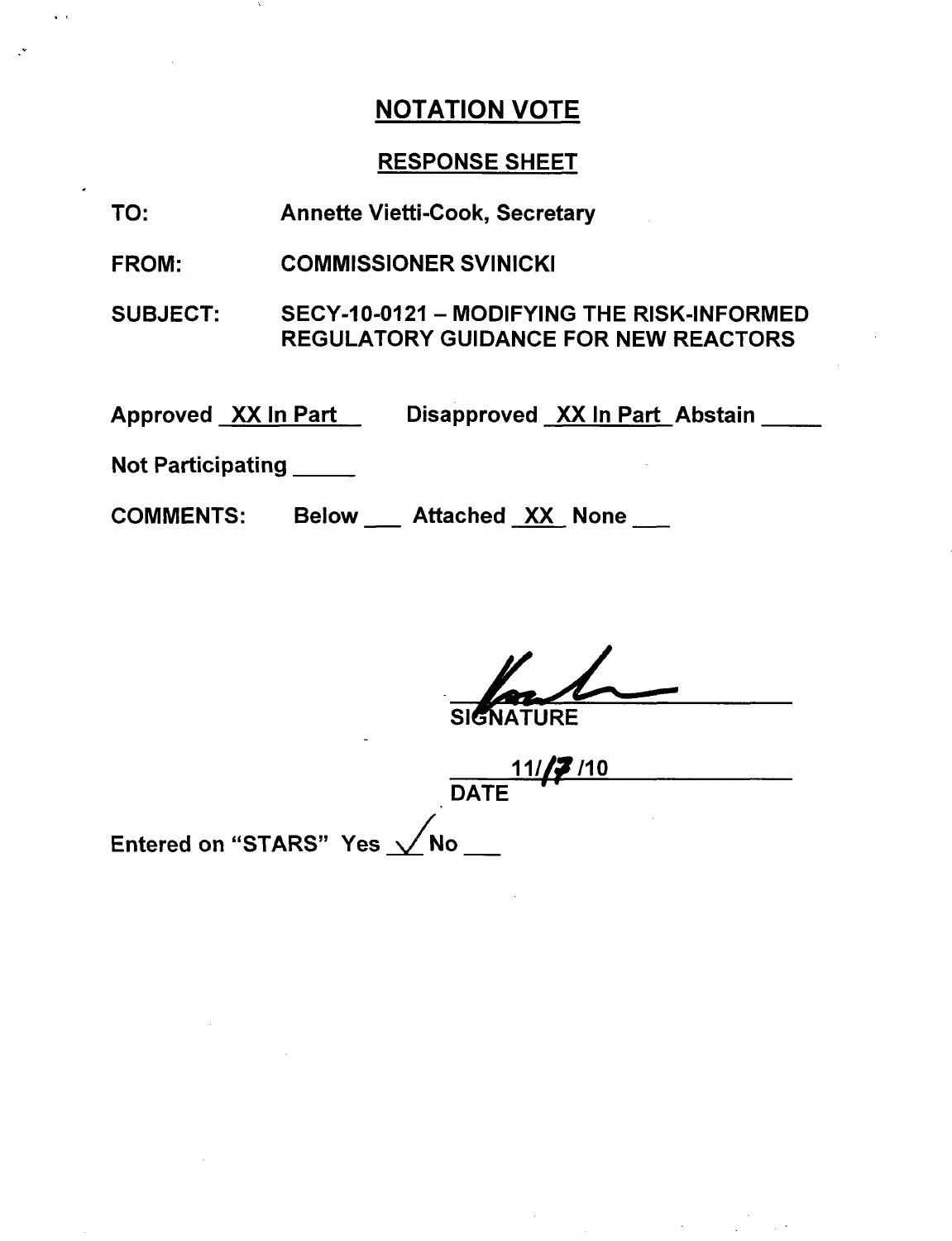# NOTATION VOTE

## RESPONSE SHEET

TO: Annette Vietti-Cook, Secretary

FROM: COMMISSIONER SVINICKI

SUBJECT: SECY-10-0121 – MODIFYING THE RISK-INFORMED REGULATORY GUIDANCE FOR NEW REACTORS

Approved XX In Part Disapproved XX In Part Abstain ____

Not Participating ____

COMMENTS: Below ___ Attached XX None ___

SIGNATURE

11/17/10

DATE

Entered on "STARS" Yes ✓ No ___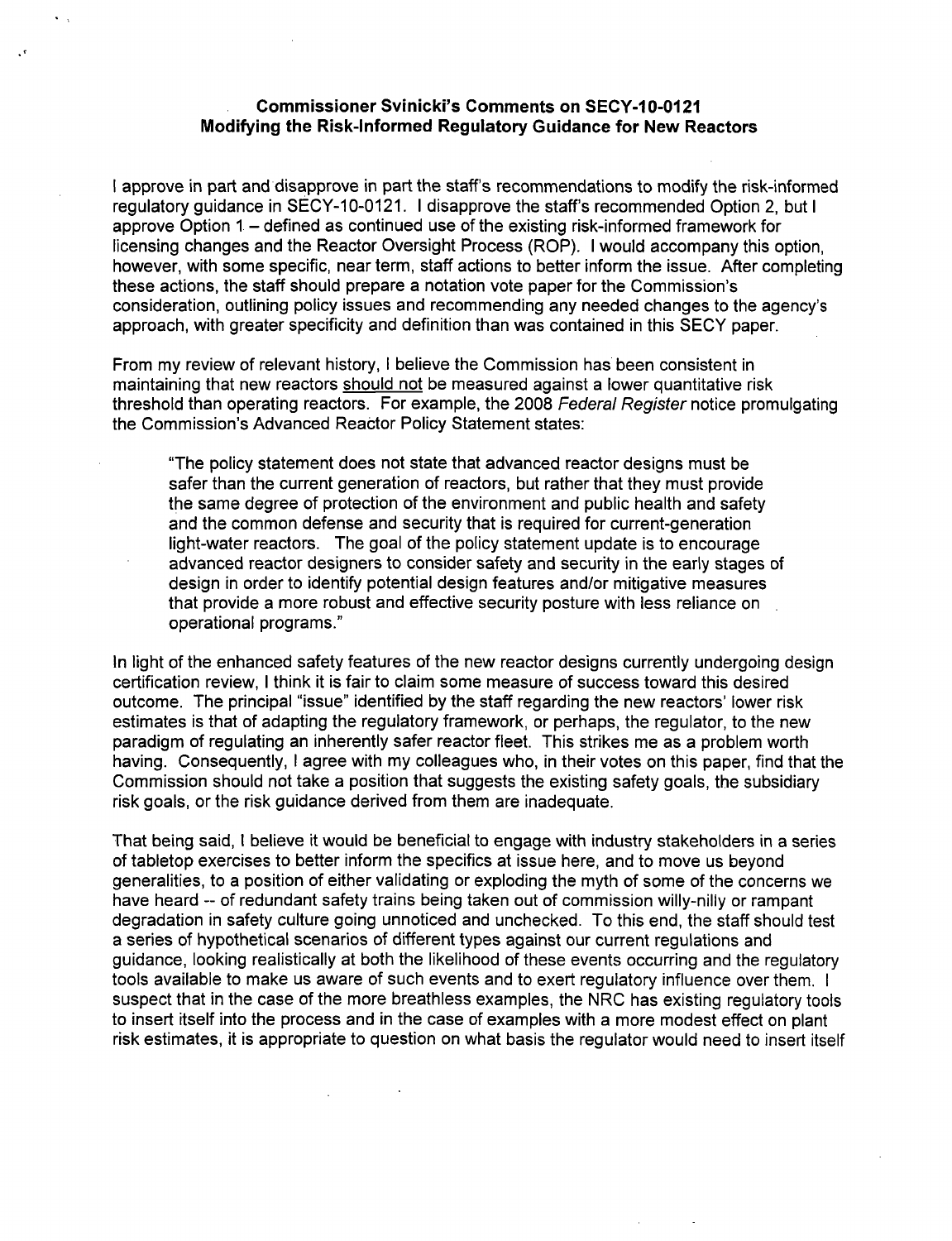**Commissioner Svinicki's Comments on SECY-10-0121**
**Modifying the Risk-Informed Regulatory Guidance for New Reactors**

I approve in part and disapprove in part the staff's recommendations to modify the risk-informed regulatory guidance in SECY-10-0121. I disapprove the staff's recommended Option 2, but I approve Option 1 – defined as continued use of the existing risk-informed framework for licensing changes and the Reactor Oversight Process (ROP). I would accompany this option, however, with some specific, near term, staff actions to better inform the issue. After completing these actions, the staff should prepare a notation vote paper for the Commission's consideration, outlining policy issues and recommending any needed changes to the agency's approach, with greater specificity and definition than was contained in this SECY paper.

From my review of relevant history, I believe the Commission has been consistent in maintaining that new reactors should not be measured against a lower quantitative risk threshold than operating reactors. For example, the 2008 *Federal Register* notice promulgating the Commission's Advanced Reactor Policy Statement states:

> "The policy statement does not state that advanced reactor designs must be safer than the current generation of reactors, but rather that they must provide the same degree of protection of the environment and public health and safety and the common defense and security that is required for current-generation light-water reactors. The goal of the policy statement update is to encourage advanced reactor designers to consider safety and security in the early stages of design in order to identify potential design features and/or mitigative measures that provide a more robust and effective security posture with less reliance on operational programs."

In light of the enhanced safety features of the new reactor designs currently undergoing design certification review, I think it is fair to claim some measure of success toward this desired outcome. The principal "issue" identified by the staff regarding the new reactors' lower risk estimates is that of adapting the regulatory framework, or perhaps, the regulator, to the new paradigm of regulating an inherently safer reactor fleet. This strikes me as a problem worth having. Consequently, I agree with my colleagues who, in their votes on this paper, find that the Commission should not take a position that suggests the existing safety goals, the subsidiary risk goals, or the risk guidance derived from them are inadequate.

That being said, I believe it would be beneficial to engage with industry stakeholders in a series of tabletop exercises to better inform the specifics at issue here, and to move us beyond generalities, to a position of either validating or exploding the myth of some of the concerns we have heard -- of redundant safety trains being taken out of commission willy-nilly or rampant degradation in safety culture going unnoticed and unchecked. To this end, the staff should test a series of hypothetical scenarios of different types against our current regulations and guidance, looking realistically at both the likelihood of these events occurring and the regulatory tools available to make us aware of such events and to exert regulatory influence over them. I suspect that in the case of the more breathless examples, the NRC has existing regulatory tools to insert itself into the process and in the case of examples with a more modest effect on plant risk estimates, it is appropriate to question on what basis the regulator would need to insert itself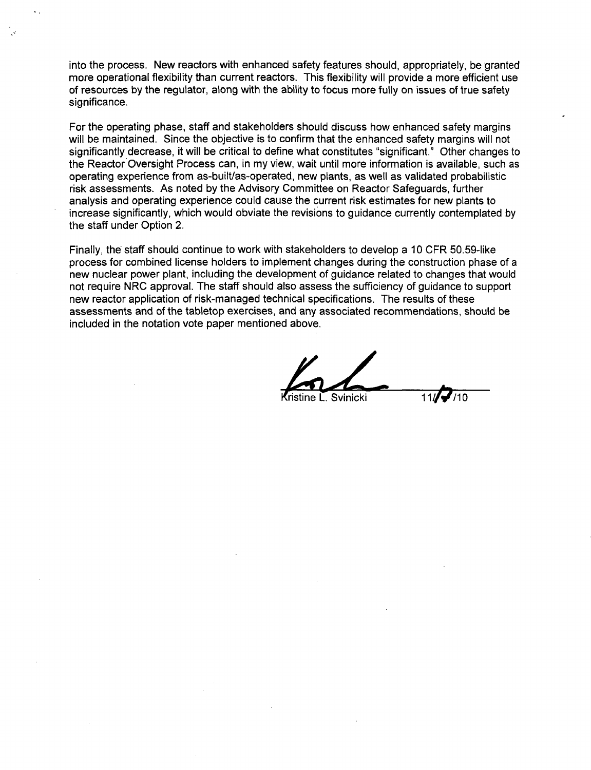into the process. New reactors with enhanced safety features should, appropriately, be granted more operational flexibility than current reactors. This flexibility will provide a more efficient use of resources by the regulator, along with the ability to focus more fully on issues of true safety significance.

For the operating phase, staff and stakeholders should discuss how enhanced safety margins will be maintained. Since the objective is to confirm that the enhanced safety margins will not significantly decrease, it will be critical to define what constitutes "significant." Other changes to the Reactor Oversight Process can, in my view, wait until more information is available, such as operating experience from as-built/as-operated, new plants, as well as validated probabilistic risk assessments. As noted by the Advisory Committee on Reactor Safeguards, further analysis and operating experience could cause the current risk estimates for new plants to increase significantly, which would obviate the revisions to guidance currently contemplated by the staff under Option 2.

Finally, the staff should continue to work with stakeholders to develop a 10 CFR 50.59-like process for combined license holders to implement changes during the construction phase of a new nuclear power plant, including the development of guidance related to changes that would not require NRC approval. The staff should also assess the sufficiency of guidance to support new reactor application of risk-managed technical specifications. The results of these assessments and of the tabletop exercises, and any associated recommendations, should be included in the notation vote paper mentioned above.

Kristine L. Svinicki 11/17/10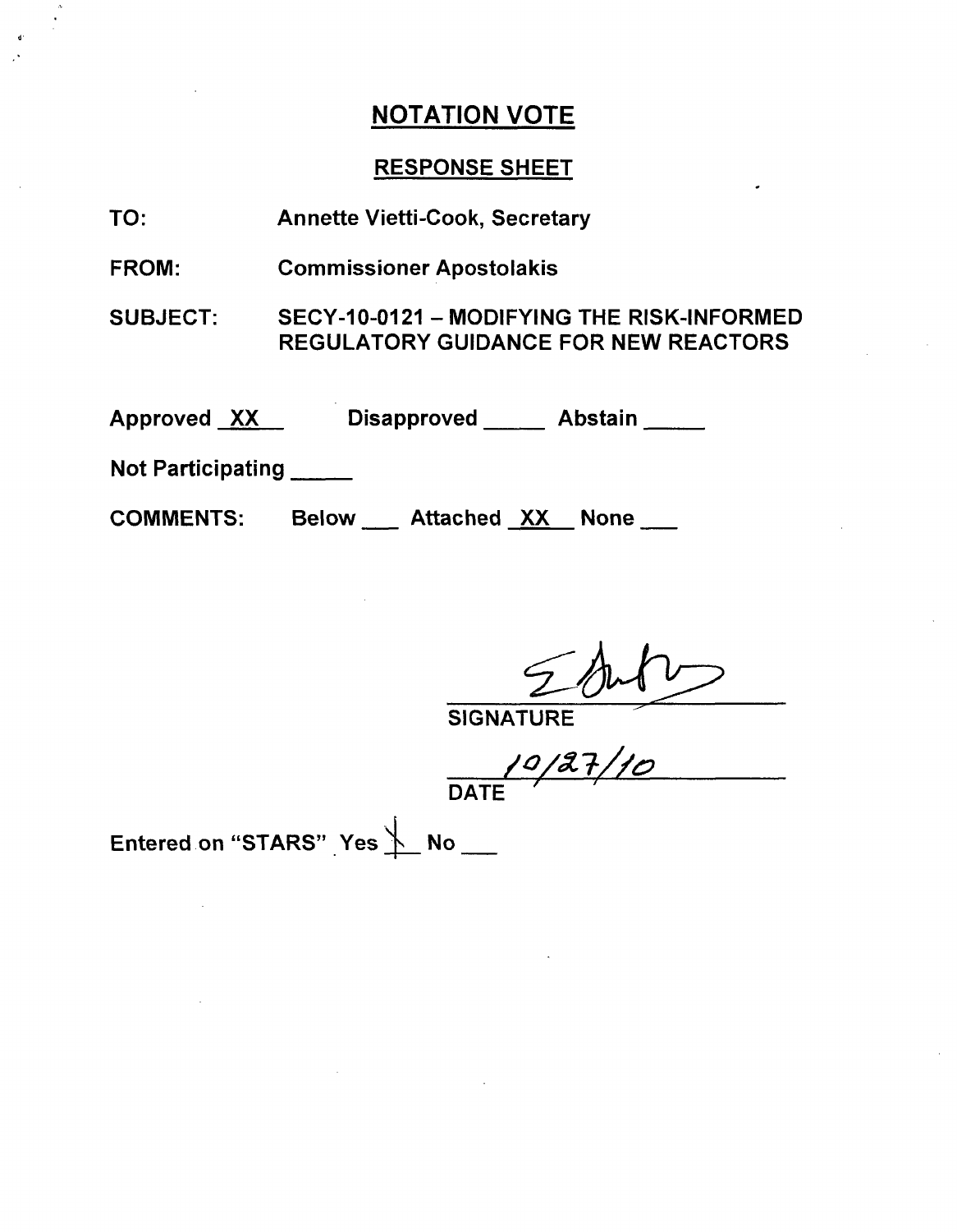## NOTATION VOTE

### RESPONSE SHEET

TO: Annette Vietti-Cook, Secretary

FROM: Commissioner Apostolakis

SUBJECT: SECY-10-0121 – MODIFYING THE RISK-INFORMED REGULATORY GUIDANCE FOR NEW REACTORS

Approved XX Disapproved \_\_\_\_\_ Abstain \_\_\_\_\_

Not Participating \_\_\_\_\_

COMMENTS: Below \_\_\_ Attached XX None \_\_\_

SIGNATURE

10/27/10

DATE

Entered on "STARS" Yes X No \_\_\_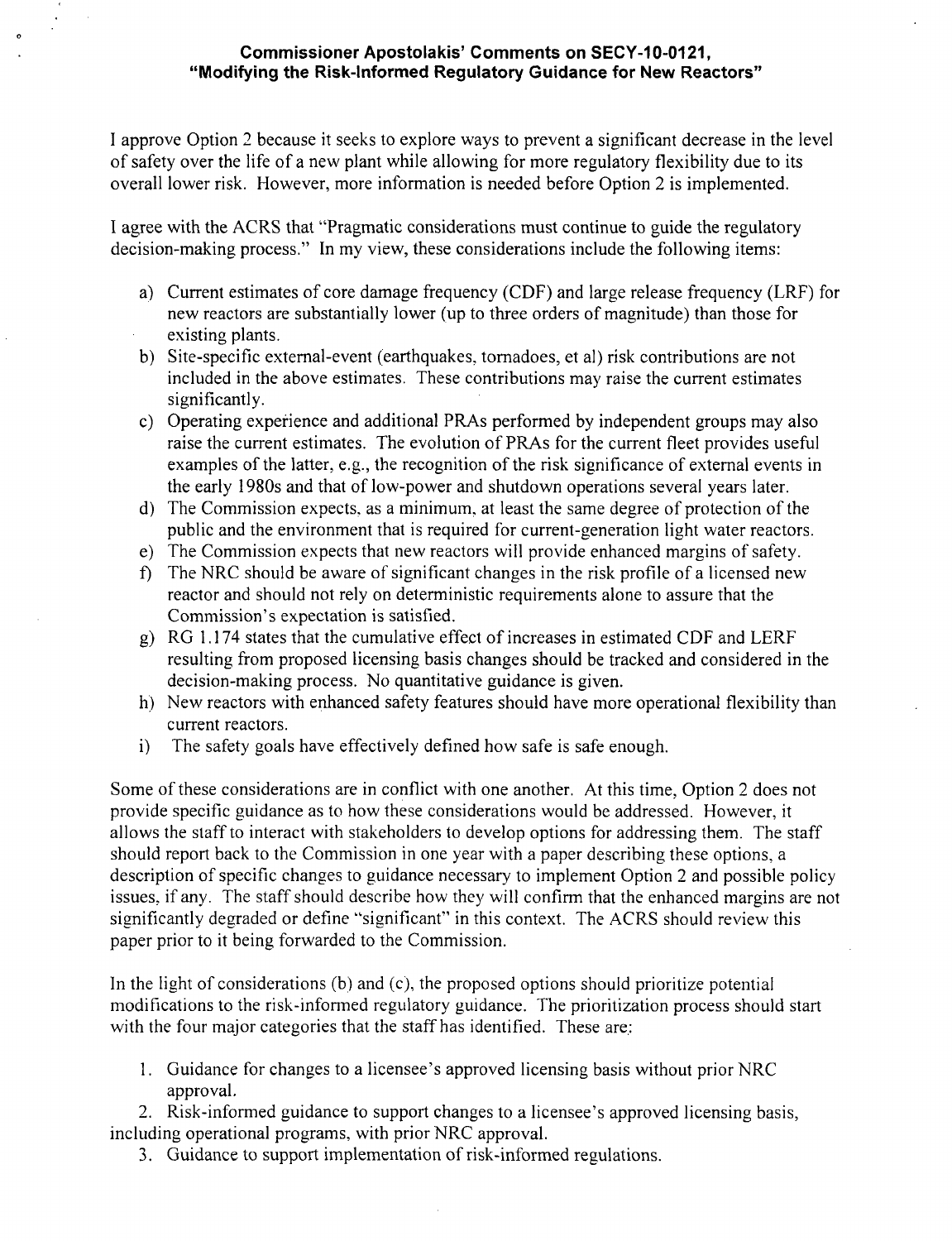**Commissioner Apostolakis' Comments on SECY-10-0121, "Modifying the Risk-Informed Regulatory Guidance for New Reactors"**

I approve Option 2 because it seeks to explore ways to prevent a significant decrease in the level of safety over the life of a new plant while allowing for more regulatory flexibility due to its overall lower risk. However, more information is needed before Option 2 is implemented.

I agree with the ACRS that "Pragmatic considerations must continue to guide the regulatory decision-making process." In my view, these considerations include the following items:

a) Current estimates of core damage frequency (CDF) and large release frequency (LRF) for new reactors are substantially lower (up to three orders of magnitude) than those for existing plants.
b) Site-specific external-event (earthquakes, tornadoes, et al) risk contributions are not included in the above estimates. These contributions may raise the current estimates significantly.
c) Operating experience and additional PRAs performed by independent groups may also raise the current estimates. The evolution of PRAs for the current fleet provides useful examples of the latter, e.g., the recognition of the risk significance of external events in the early 1980s and that of low-power and shutdown operations several years later.
d) The Commission expects, as a minimum, at least the same degree of protection of the public and the environment that is required for current-generation light water reactors.
e) The Commission expects that new reactors will provide enhanced margins of safety.
f) The NRC should be aware of significant changes in the risk profile of a licensed new reactor and should not rely on deterministic requirements alone to assure that the Commission's expectation is satisfied.
g) RG 1.174 states that the cumulative effect of increases in estimated CDF and LERF resulting from proposed licensing basis changes should be tracked and considered in the decision-making process. No quantitative guidance is given.
h) New reactors with enhanced safety features should have more operational flexibility than current reactors.
i) The safety goals have effectively defined how safe is safe enough.

Some of these considerations are in conflict with one another. At this time, Option 2 does not provide specific guidance as to how these considerations would be addressed. However, it allows the staff to interact with stakeholders to develop options for addressing them. The staff should report back to the Commission in one year with a paper describing these options, a description of specific changes to guidance necessary to implement Option 2 and possible policy issues, if any. The staff should describe how they will confirm that the enhanced margins are not significantly degraded or define "significant" in this context. The ACRS should review this paper prior to it being forwarded to the Commission.

In the light of considerations (b) and (c), the proposed options should prioritize potential modifications to the risk-informed regulatory guidance. The prioritization process should start with the four major categories that the staff has identified. These are:

1. Guidance for changes to a licensee's approved licensing basis without prior NRC approval.
2. Risk-informed guidance to support changes to a licensee's approved licensing basis, including operational programs, with prior NRC approval.
3. Guidance to support implementation of risk-informed regulations.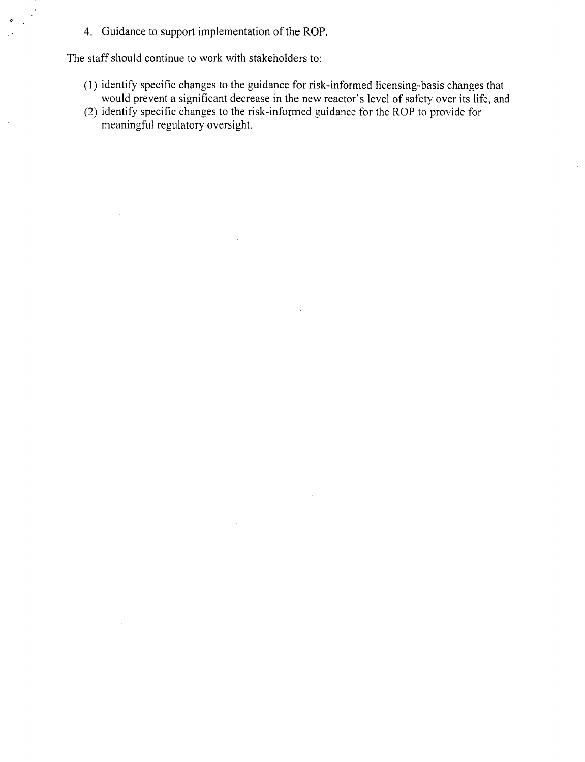4. Guidance to support implementation of the ROP.

The staff should continue to work with stakeholders to:

(1) identify specific changes to the guidance for risk-informed licensing-basis changes that would prevent a significant decrease in the new reactor's level of safety over its life, and

(2) identify specific changes to the risk-informed guidance for the ROP to provide for meaningful regulatory oversight.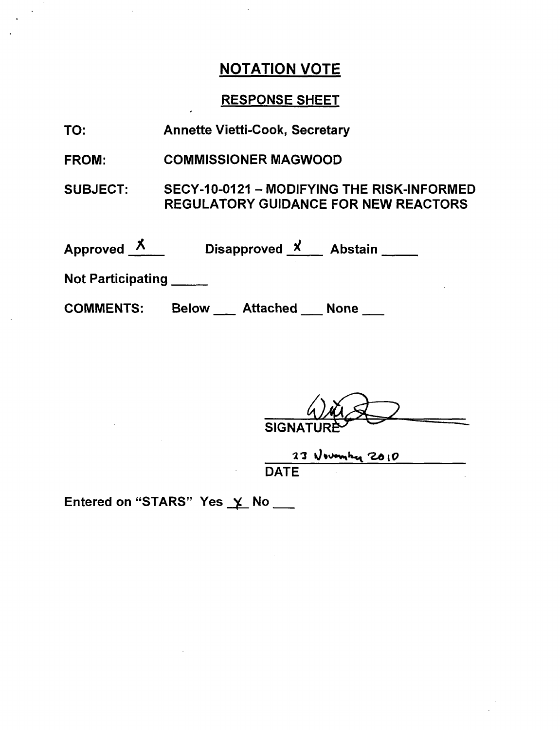## NOTATION VOTE

### RESPONSE SHEET

**TO:** Annette Vietti-Cook, Secretary

**FROM:** COMMISSIONER MAGWOOD

**SUBJECT:** SECY-10-0121 – MODIFYING THE RISK-INFORMED REGULATORY GUIDANCE FOR NEW REACTORS

Approved X Disapproved X Abstain ___

Not Participating ___

COMMENTS: Below ___ Attached ___ None ___

SIGNATURE

23 November 2010

DATE

Entered on "STARS" Yes X No ___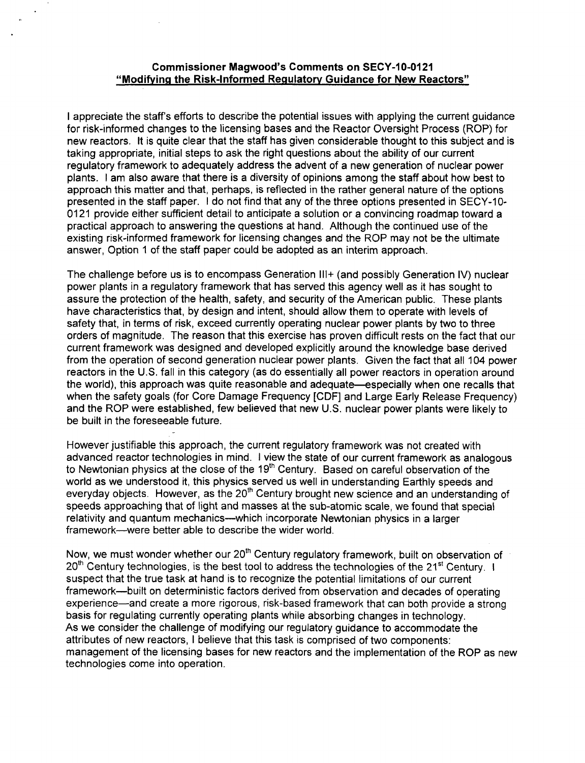**Commissioner Magwood's Comments on SECY-10-0121**
**"Modifying the Risk-Informed Regulatory Guidance for New Reactors"**

I appreciate the staff's efforts to describe the potential issues with applying the current guidance for risk-informed changes to the licensing bases and the Reactor Oversight Process (ROP) for new reactors. It is quite clear that the staff has given considerable thought to this subject and is taking appropriate, initial steps to ask the right questions about the ability of our current regulatory framework to adequately address the advent of a new generation of nuclear power plants. I am also aware that there is a diversity of opinions among the staff about how best to approach this matter and that, perhaps, is reflected in the rather general nature of the options presented in the staff paper. I do not find that any of the three options presented in SECY-10-0121 provide either sufficient detail to anticipate a solution or a convincing roadmap toward a practical approach to answering the questions at hand. Although the continued use of the existing risk-informed framework for licensing changes and the ROP may not be the ultimate answer, Option 1 of the staff paper could be adopted as an interim approach.

The challenge before us is to encompass Generation III+ (and possibly Generation IV) nuclear power plants in a regulatory framework that has served this agency well as it has sought to assure the protection of the health, safety, and security of the American public. These plants have characteristics that, by design and intent, should allow them to operate with levels of safety that, in terms of risk, exceed currently operating nuclear power plants by two to three orders of magnitude. The reason that this exercise has proven difficult rests on the fact that our current framework was designed and developed explicitly around the knowledge base derived from the operation of second generation nuclear power plants. Given the fact that all 104 power reactors in the U.S. fall in this category (as do essentially all power reactors in operation around the world), this approach was quite reasonable and adequate—especially when one recalls that when the safety goals (for Core Damage Frequency [CDF] and Large Early Release Frequency) and the ROP were established, few believed that new U.S. nuclear power plants were likely to be built in the foreseeable future.

However justifiable this approach, the current regulatory framework was not created with advanced reactor technologies in mind. I view the state of our current framework as analogous to Newtonian physics at the close of the 19th Century. Based on careful observation of the world as we understood it, this physics served us well in understanding Earthly speeds and everyday objects. However, as the 20th Century brought new science and an understanding of speeds approaching that of light and masses at the sub-atomic scale, we found that special relativity and quantum mechanics—which incorporate Newtonian physics in a larger framework—were better able to describe the wider world.

Now, we must wonder whether our 20th Century regulatory framework, built on observation of 20th Century technologies, is the best tool to address the technologies of the 21st Century. I suspect that the true task at hand is to recognize the potential limitations of our current framework—built on deterministic factors derived from observation and decades of operating experience—and create a more rigorous, risk-based framework that can both provide a strong basis for regulating currently operating plants while absorbing changes in technology.
As we consider the challenge of modifying our regulatory guidance to accommodate the attributes of new reactors, I believe that this task is comprised of two components: management of the licensing bases for new reactors and the implementation of the ROP as new technologies come into operation.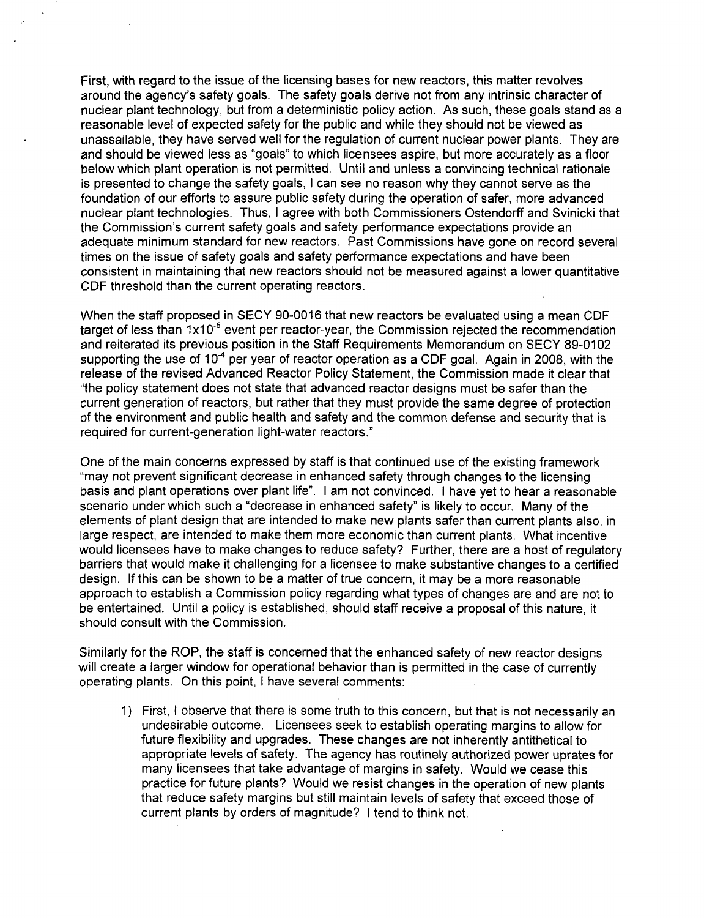First, with regard to the issue of the licensing bases for new reactors, this matter revolves around the agency's safety goals. The safety goals derive not from any intrinsic character of nuclear plant technology, but from a deterministic policy action. As such, these goals stand as a reasonable level of expected safety for the public and while they should not be viewed as unassailable, they have served well for the regulation of current nuclear power plants. They are and should be viewed less as "goals" to which licensees aspire, but more accurately as a floor below which plant operation is not permitted. Until and unless a convincing technical rationale is presented to change the safety goals, I can see no reason why they cannot serve as the foundation of our efforts to assure public safety during the operation of safer, more advanced nuclear plant technologies. Thus, I agree with both Commissioners Ostendorff and Svinicki that the Commission's current safety goals and safety performance expectations provide an adequate minimum standard for new reactors. Past Commissions have gone on record several times on the issue of safety goals and safety performance expectations and have been consistent in maintaining that new reactors should not be measured against a lower quantitative CDF threshold than the current operating reactors.

When the staff proposed in SECY 90-0016 that new reactors be evaluated using a mean CDF target of less than $1 \times 10^{-5}$ event per reactor-year, the Commission rejected the recommendation and reiterated its previous position in the Staff Requirements Memorandum on SECY 89-0102 supporting the use of $10^{-4}$ per year of reactor operation as a CDF goal. Again in 2008, with the release of the revised Advanced Reactor Policy Statement, the Commission made it clear that "the policy statement does not state that advanced reactor designs must be safer than the current generation of reactors, but rather that they must provide the same degree of protection of the environment and public health and safety and the common defense and security that is required for current-generation light-water reactors."

One of the main concerns expressed by staff is that continued use of the existing framework "may not prevent significant decrease in enhanced safety through changes to the licensing basis and plant operations over plant life". I am not convinced. I have yet to hear a reasonable scenario under which such a "decrease in enhanced safety" is likely to occur. Many of the elements of plant design that are intended to make new plants safer than current plants also, in large respect, are intended to make them more economic than current plants. What incentive would licensees have to make changes to reduce safety? Further, there are a host of regulatory barriers that would make it challenging for a licensee to make substantive changes to a certified design. If this can be shown to be a matter of true concern, it may be a more reasonable approach to establish a Commission policy regarding what types of changes are and are not to be entertained. Until a policy is established, should staff receive a proposal of this nature, it should consult with the Commission.

Similarly for the ROP, the staff is concerned that the enhanced safety of new reactor designs will create a larger window for operational behavior than is permitted in the case of currently operating plants. On this point, I have several comments:

1) First, I observe that there is some truth to this concern, but that is not necessarily an undesirable outcome. Licensees seek to establish operating margins to allow for future flexibility and upgrades. These changes are not inherently antithetical to appropriate levels of safety. The agency has routinely authorized power uprates for many licensees that take advantage of margins in safety. Would we cease this practice for future plants? Would we resist changes in the operation of new plants that reduce safety margins but still maintain levels of safety that exceed those of current plants by orders of magnitude? I tend to think not.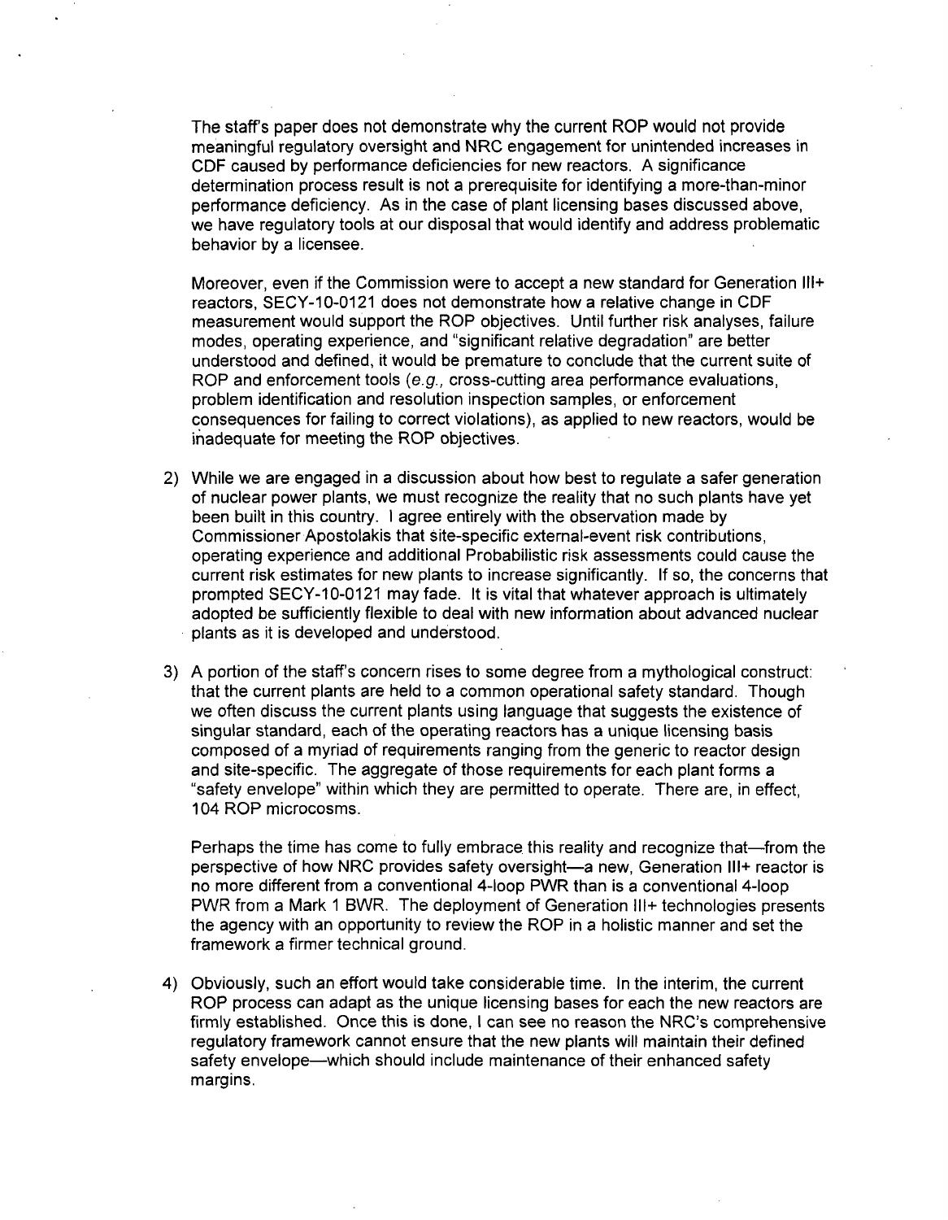The staff's paper does not demonstrate why the current ROP would not provide meaningful regulatory oversight and NRC engagement for unintended increases in CDF caused by performance deficiencies for new reactors. A significance determination process result is not a prerequisite for identifying a more-than-minor performance deficiency. As in the case of plant licensing bases discussed above, we have regulatory tools at our disposal that would identify and address problematic behavior by a licensee.

Moreover, even if the Commission were to accept a new standard for Generation III+ reactors, SECY-10-0121 does not demonstrate how a relative change in CDF measurement would support the ROP objectives. Until further risk analyses, failure modes, operating experience, and "significant relative degradation" are better understood and defined, it would be premature to conclude that the current suite of ROP and enforcement tools (*e.g.,* cross-cutting area performance evaluations, problem identification and resolution inspection samples, or enforcement consequences for failing to correct violations), as applied to new reactors, would be inadequate for meeting the ROP objectives.

2) While we are engaged in a discussion about how best to regulate a safer generation of nuclear power plants, we must recognize the reality that no such plants have yet been built in this country. I agree entirely with the observation made by Commissioner Apostolakis that site-specific external-event risk contributions, operating experience and additional Probabilistic risk assessments could cause the current risk estimates for new plants to increase significantly. If so, the concerns that prompted SECY-10-0121 may fade. It is vital that whatever approach is ultimately adopted be sufficiently flexible to deal with new information about advanced nuclear plants as it is developed and understood.

3) A portion of the staff's concern rises to some degree from a mythological construct: that the current plants are held to a common operational safety standard. Though we often discuss the current plants using language that suggests the existence of singular standard, each of the operating reactors has a unique licensing basis composed of a myriad of requirements ranging from the generic to reactor design and site-specific. The aggregate of those requirements for each plant forms a "safety envelope" within which they are permitted to operate. There are, in effect, 104 ROP microcosms.

   Perhaps the time has come to fully embrace this reality and recognize that—from the perspective of how NRC provides safety oversight—a new, Generation III+ reactor is no more different from a conventional 4-loop PWR than is a conventional 4-loop PWR from a Mark 1 BWR. The deployment of Generation III+ technologies presents the agency with an opportunity to review the ROP in a holistic manner and set the framework a firmer technical ground.

4) Obviously, such an effort would take considerable time. In the interim, the current ROP process can adapt as the unique licensing bases for each the new reactors are firmly established. Once this is done, I can see no reason the NRC's comprehensive regulatory framework cannot ensure that the new plants will maintain their defined safety envelope—which should include maintenance of their enhanced safety margins.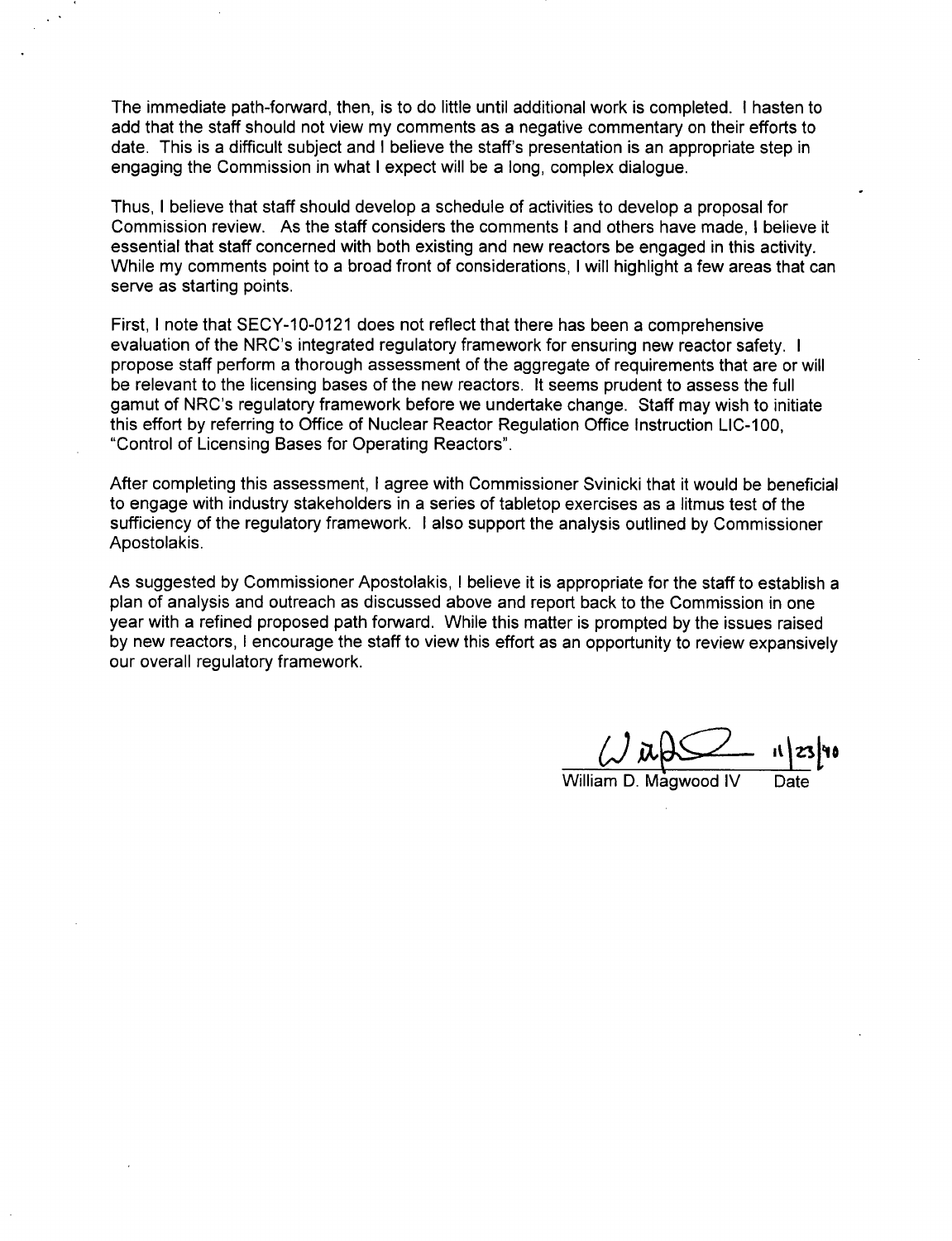The immediate path-forward, then, is to do little until additional work is completed. I hasten to add that the staff should not view my comments as a negative commentary on their efforts to date. This is a difficult subject and I believe the staff's presentation is an appropriate step in engaging the Commission in what I expect will be a long, complex dialogue.

Thus, I believe that staff should develop a schedule of activities to develop a proposal for Commission review. As the staff considers the comments I and others have made, I believe it essential that staff concerned with both existing and new reactors be engaged in this activity. While my comments point to a broad front of considerations, I will highlight a few areas that can serve as starting points.

First, I note that SECY-10-0121 does not reflect that there has been a comprehensive evaluation of the NRC's integrated regulatory framework for ensuring new reactor safety. I propose staff perform a thorough assessment of the aggregate of requirements that are or will be relevant to the licensing bases of the new reactors. It seems prudent to assess the full gamut of NRC's regulatory framework before we undertake change. Staff may wish to initiate this effort by referring to Office of Nuclear Reactor Regulation Office Instruction LIC-100, "Control of Licensing Bases for Operating Reactors".

After completing this assessment, I agree with Commissioner Svinicki that it would be beneficial to engage with industry stakeholders in a series of tabletop exercises as a litmus test of the sufficiency of the regulatory framework. I also support the analysis outlined by Commissioner Apostolakis.

As suggested by Commissioner Apostolakis, I believe it is appropriate for the staff to establish a plan of analysis and outreach as discussed above and report back to the Commission in one year with a refined proposed path forward. While this matter is prompted by the issues raised by new reactors, I encourage the staff to view this effort as an opportunity to review expansively our overall regulatory framework.

William D. Magwood IV — 11/23/10

Date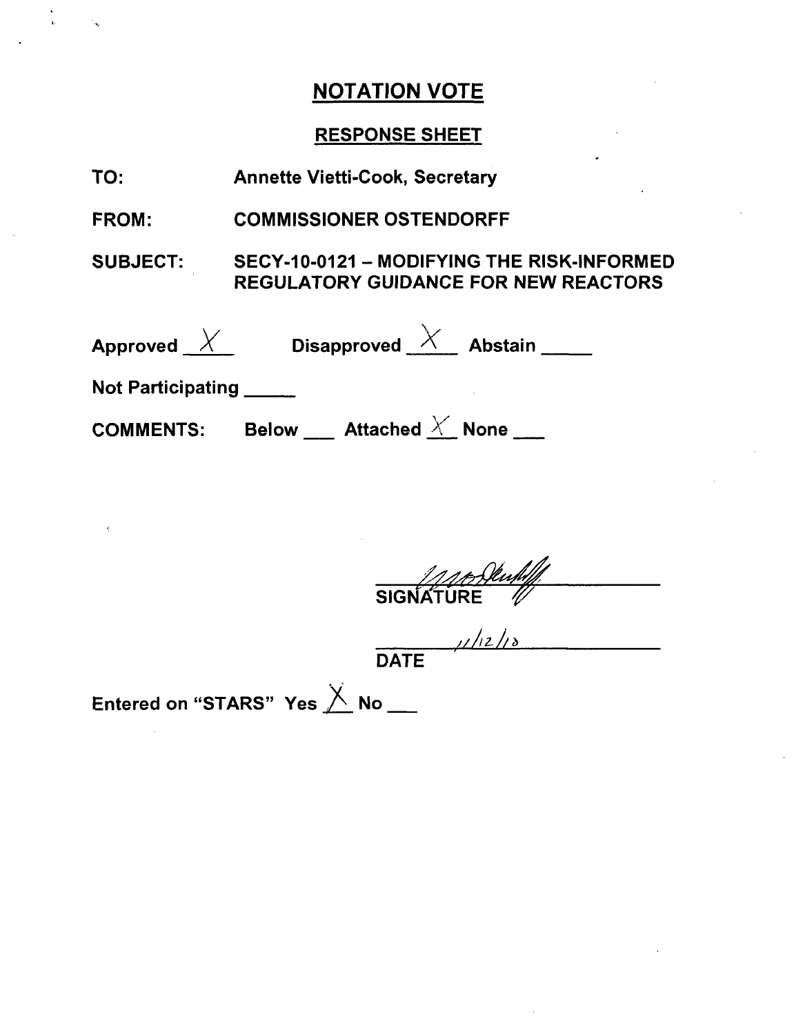# NOTATION VOTE

## RESPONSE SHEET

**TO:** Annette Vietti-Cook, Secretary

**FROM:** COMMISSIONER OSTENDORFF

**SUBJECT:** SECY-10-0121 – MODIFYING THE RISK-INFORMED REGULATORY GUIDANCE FOR NEW REACTORS

**Approved** X **Disapproved** X **Abstain** ____

**Not Participating** ____

**COMMENTS:** Below ___ Attached X None ___

SIGNATURE

11/12/10

DATE

Entered on "STARS" Yes X No ___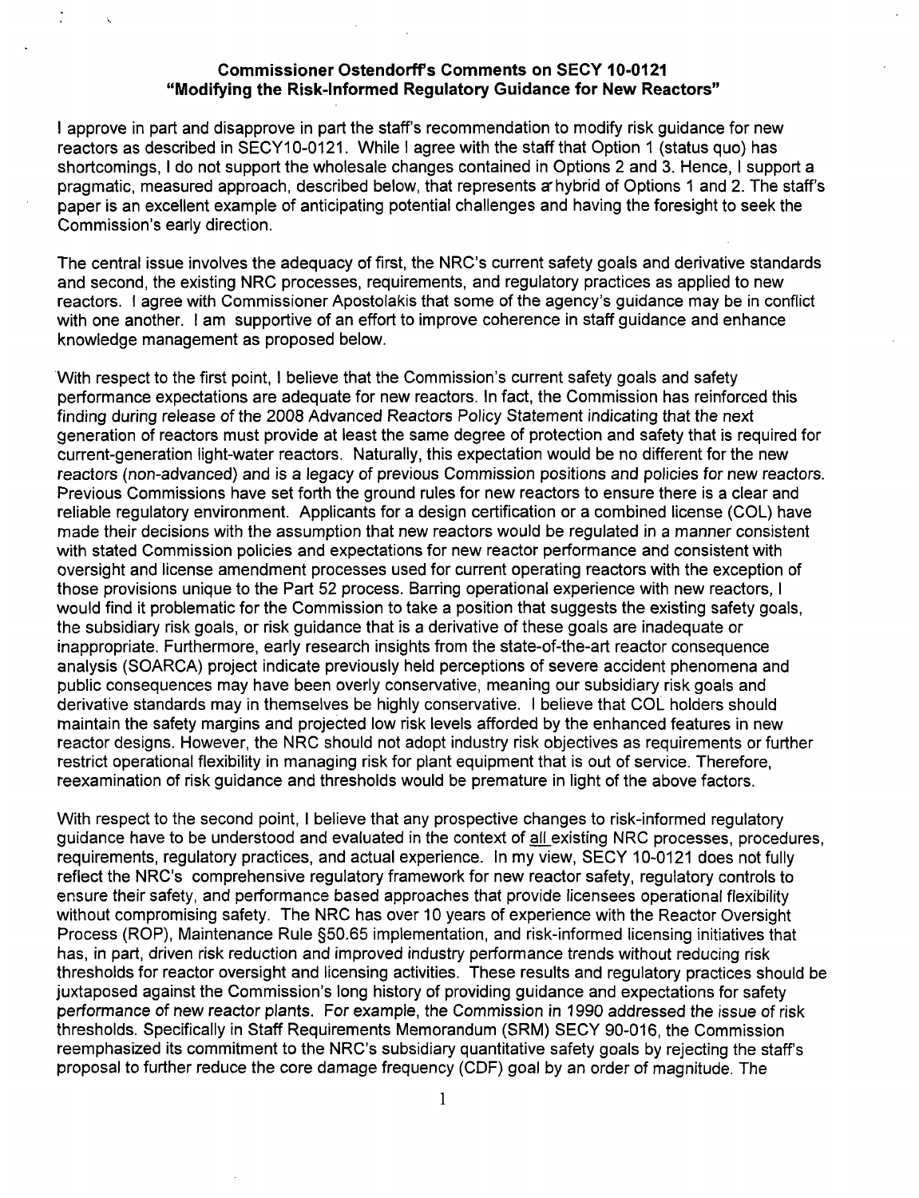**Commissioner Ostendorff's Comments on SECY 10-0121**
**"Modifying the Risk-Informed Regulatory Guidance for New Reactors"**

I approve in part and disapprove in part the staff's recommendation to modify risk guidance for new reactors as described in SECY10-0121. While I agree with the staff that Option 1 (status quo) has shortcomings, I do not support the wholesale changes contained in Options 2 and 3. Hence, I support a pragmatic, measured approach, described below, that represents a hybrid of Options 1 and 2. The staff's paper is an excellent example of anticipating potential challenges and having the foresight to seek the Commission's early direction.

The central issue involves the adequacy of first, the NRC's current safety goals and derivative standards and second, the existing NRC processes, requirements, and regulatory practices as applied to new reactors. I agree with Commissioner Apostolakis that some of the agency's guidance may be in conflict with one another. I am supportive of an effort to improve coherence in staff guidance and enhance knowledge management as proposed below.

With respect to the first point, I believe that the Commission's current safety goals and safety performance expectations are adequate for new reactors. In fact, the Commission has reinforced this finding during release of the 2008 Advanced Reactors Policy Statement indicating that the next generation of reactors must provide at least the same degree of protection and safety that is required for current-generation light-water reactors. Naturally, this expectation would be no different for the new reactors (non-advanced) and is a legacy of previous Commission positions and policies for new reactors. Previous Commissions have set forth the ground rules for new reactors to ensure there is a clear and reliable regulatory environment. Applicants for a design certification or a combined license (COL) have made their decisions with the assumption that new reactors would be regulated in a manner consistent with stated Commission policies and expectations for new reactor performance and consistent with oversight and license amendment processes used for current operating reactors with the exception of those provisions unique to the Part 52 process. Barring operational experience with new reactors, I would find it problematic for the Commission to take a position that suggests the existing safety goals, the subsidiary risk goals, or risk guidance that is a derivative of these goals are inadequate or inappropriate. Furthermore, early research insights from the state-of-the-art reactor consequence analysis (SOARCA) project indicate previously held perceptions of severe accident phenomena and public consequences may have been overly conservative, meaning our subsidiary risk goals and derivative standards may in themselves be highly conservative. I believe that COL holders should maintain the safety margins and projected low risk levels afforded by the enhanced features in new reactor designs. However, the NRC should not adopt industry risk objectives as requirements or further restrict operational flexibility in managing risk for plant equipment that is out of service. Therefore, reexamination of risk guidance and thresholds would be premature in light of the above factors.

With respect to the second point, I believe that any prospective changes to risk-informed regulatory guidance have to be understood and evaluated in the context of <u>all</u> existing NRC processes, procedures, requirements, regulatory practices, and actual experience. In my view, SECY 10-0121 does not fully reflect the NRC's comprehensive regulatory framework for new reactor safety, regulatory controls to ensure their safety, and performance based approaches that provide licensees operational flexibility without compromising safety. The NRC has over 10 years of experience with the Reactor Oversight Process (ROP), Maintenance Rule §50.65 implementation, and risk-informed licensing initiatives that has, in part, driven risk reduction and improved industry performance trends without reducing risk thresholds for reactor oversight and licensing activities. These results and regulatory practices should be juxtaposed against the Commission's long history of providing guidance and expectations for safety performance of new reactor plants. For example, the Commission in 1990 addressed the issue of risk thresholds. Specifically in Staff Requirements Memorandum (SRM) SECY 90-016, the Commission reemphasized its commitment to the NRC's subsidiary quantitative safety goals by rejecting the staff's proposal to further reduce the core damage frequency (CDF) goal by an order of magnitude. The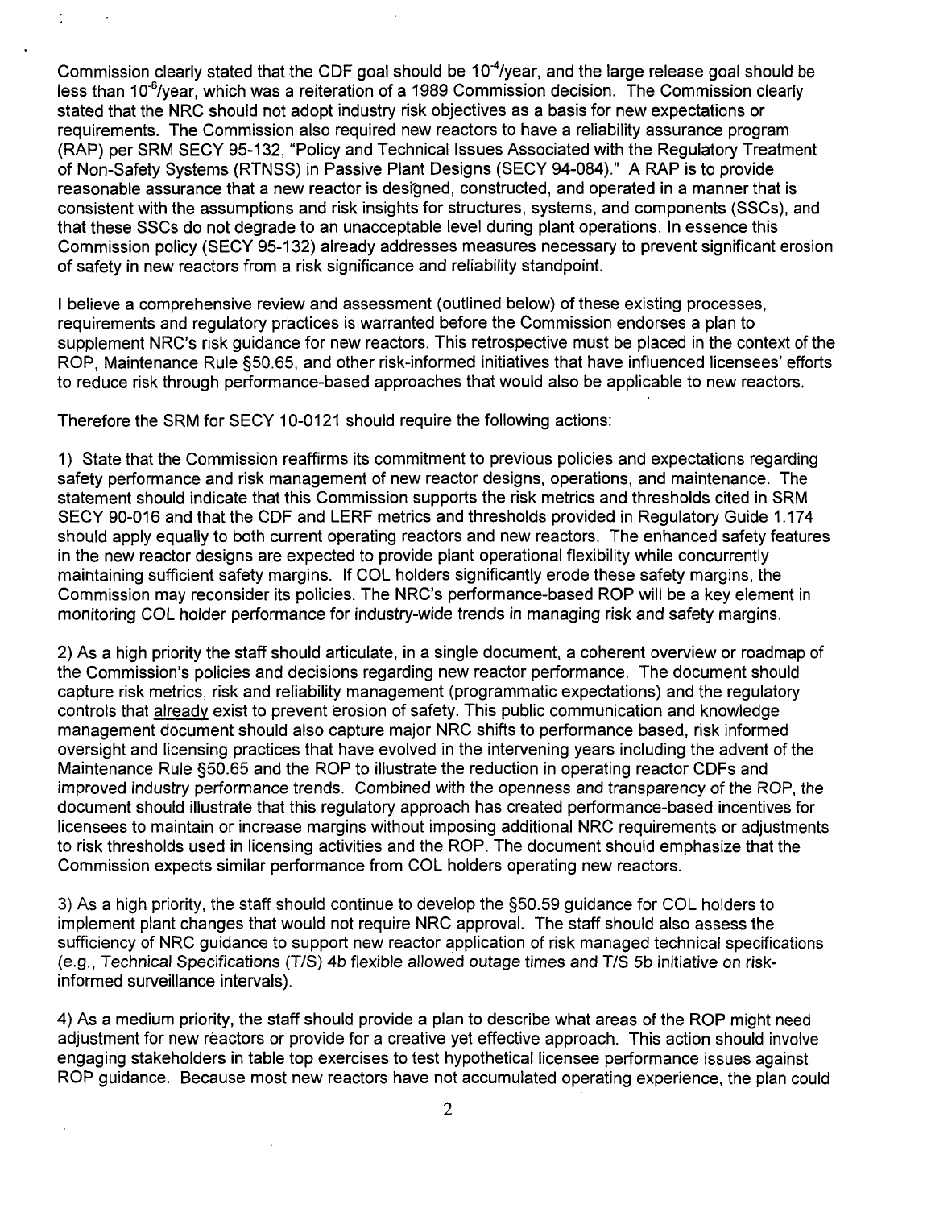Commission clearly stated that the CDF goal should be $10^{-4}$/year, and the large release goal should be less than $10^{-6}$/year, which was a reiteration of a 1989 Commission decision. The Commission clearly stated that the NRC should not adopt industry risk objectives as a basis for new expectations or requirements. The Commission also required new reactors to have a reliability assurance program (RAP) per SRM SECY 95-132, "Policy and Technical Issues Associated with the Regulatory Treatment of Non-Safety Systems (RTNSS) in Passive Plant Designs (SECY 94-084)." A RAP is to provide reasonable assurance that a new reactor is designed, constructed, and operated in a manner that is consistent with the assumptions and risk insights for structures, systems, and components (SSCs), and that these SSCs do not degrade to an unacceptable level during plant operations. In essence this Commission policy (SECY 95-132) already addresses measures necessary to prevent significant erosion of safety in new reactors from a risk significance and reliability standpoint.

I believe a comprehensive review and assessment (outlined below) of these existing processes, requirements and regulatory practices is warranted before the Commission endorses a plan to supplement NRC's risk guidance for new reactors. This retrospective must be placed in the context of the ROP, Maintenance Rule §50.65, and other risk-informed initiatives that have influenced licensees' efforts to reduce risk through performance-based approaches that would also be applicable to new reactors.

Therefore the SRM for SECY 10-0121 should require the following actions:

1) State that the Commission reaffirms its commitment to previous policies and expectations regarding safety performance and risk management of new reactor designs, operations, and maintenance. The statement should indicate that this Commission supports the risk metrics and thresholds cited in SRM SECY 90-016 and that the CDF and LERF metrics and thresholds provided in Regulatory Guide 1.174 should apply equally to both current operating reactors and new reactors. The enhanced safety features in the new reactor designs are expected to provide plant operational flexibility while concurrently maintaining sufficient safety margins. If COL holders significantly erode these safety margins, the Commission may reconsider its policies. The NRC's performance-based ROP will be a key element in monitoring COL holder performance for industry-wide trends in managing risk and safety margins.

2) As a high priority the staff should articulate, in a single document, a coherent overview or roadmap of the Commission's policies and decisions regarding new reactor performance. The document should capture risk metrics, risk and reliability management (programmatic expectations) and the regulatory controls that <u>already</u> exist to prevent erosion of safety. This public communication and knowledge management document should also capture major NRC shifts to performance based, risk informed oversight and licensing practices that have evolved in the intervening years including the advent of the Maintenance Rule §50.65 and the ROP to illustrate the reduction in operating reactor CDFs and improved industry performance trends. Combined with the openness and transparency of the ROP, the document should illustrate that this regulatory approach has created performance-based incentives for licensees to maintain or increase margins without imposing additional NRC requirements or adjustments to risk thresholds used in licensing activities and the ROP. The document should emphasize that the Commission expects similar performance from COL holders operating new reactors.

3) As a high priority, the staff should continue to develop the §50.59 guidance for COL holders to implement plant changes that would not require NRC approval. The staff should also assess the sufficiency of NRC guidance to support new reactor application of risk managed technical specifications (e.g., Technical Specifications (T/S) 4b flexible allowed outage times and T/S 5b initiative on risk-informed surveillance intervals).

4) As a medium priority, the staff should provide a plan to describe what areas of the ROP might need adjustment for new reactors or provide for a creative yet effective approach. This action should involve engaging stakeholders in table top exercises to test hypothetical licensee performance issues against ROP guidance. Because most new reactors have not accumulated operating experience, the plan could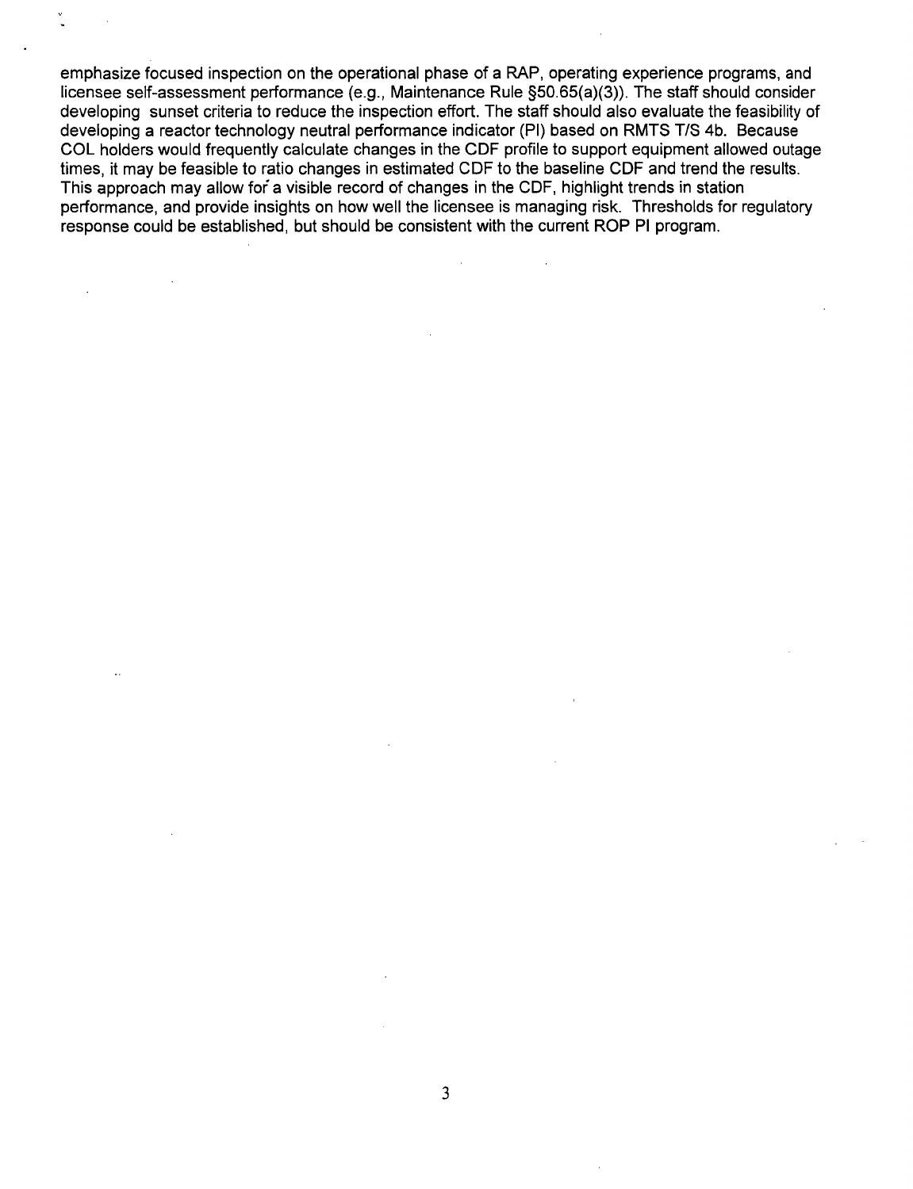emphasize focused inspection on the operational phase of a RAP, operating experience programs, and licensee self-assessment performance (e.g., Maintenance Rule §50.65(a)(3)). The staff should consider developing sunset criteria to reduce the inspection effort. The staff should also evaluate the feasibility of developing a reactor technology neutral performance indicator (PI) based on RMTS T/S 4b. Because COL holders would frequently calculate changes in the CDF profile to support equipment allowed outage times, it may be feasible to ratio changes in estimated CDF to the baseline CDF and trend the results. This approach may allow for a visible record of changes in the CDF, highlight trends in station performance, and provide insights on how well the licensee is managing risk. Thresholds for regulatory response could be established, but should be consistent with the current ROP PI program.